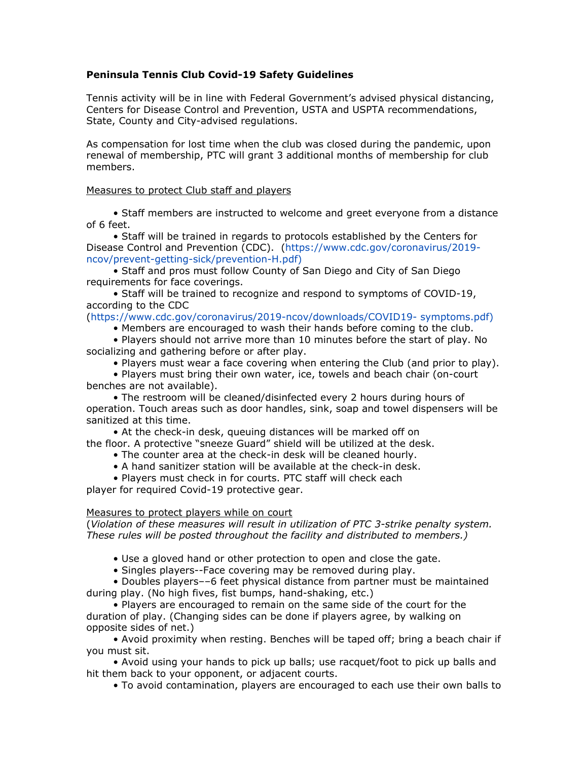**Peninsula Tennis Club Covid-19 Safety Guidelines**

Tennis activity will be in line with Federal Government's advised physical distancing, Centers for Disease Control and Prevention, USTA and USPTA recommendations, State, County and City-advised regulations.

As compensation for lost time when the club was closed during the pandemic, upon renewal of membership, PTC will grant 3 additional months of membership for club members.

Measures to protect Club staff and players

- Staff members are instructed to welcome and greet everyone from a distance of 6 feet.
- Staff will be trained in regards to protocols established by the Centers for Disease Control and Prevention (CDC). (https://www.cdc.gov/coronavirus/2019-ncov/prevent-getting-sick/prevention-H.pdf)
- Staff and pros must follow County of San Diego and City of San Diego requirements for face coverings.
- Staff will be trained to recognize and respond to symptoms of COVID-19, according to the CDC (https://www.cdc.gov/coronavirus/2019-ncov/downloads/COVID19- symptoms.pdf)
- Members are encouraged to wash their hands before coming to the club.
- Players should not arrive more than 10 minutes before the start of play. No socializing and gathering before or after play.
- Players must wear a face covering when entering the Club (and prior to play).
- Players must bring their own water, ice, towels and beach chair (on-court benches are not available).
- The restroom will be cleaned/disinfected every 2 hours during hours of operation. Touch areas such as door handles, sink, soap and towel dispensers will be sanitized at this time.
- At the check-in desk, queuing distances will be marked off on the floor. A protective "sneeze Guard" shield will be utilized at the desk.
- The counter area at the check-in desk will be cleaned hourly.
- A hand sanitizer station will be available at the check-in desk.
- Players must check in for courts. PTC staff will check each player for required Covid-19 protective gear.

Measures to protect players while on court

(*Violation of these measures will result in utilization of PTC 3-strike penalty system. These rules will be posted throughout the facility and distributed to members.)*

- Use a gloved hand or other protection to open and close the gate.
- Singles players--Face covering may be removed during play.
- Doubles players––6 feet physical distance from partner must be maintained during play. (No high fives, fist bumps, hand-shaking, etc.)
- Players are encouraged to remain on the same side of the court for the duration of play. (Changing sides can be done if players agree, by walking on opposite sides of net.)
- Avoid proximity when resting. Benches will be taped off; bring a beach chair if you must sit.
- Avoid using your hands to pick up balls; use racquet/foot to pick up balls and hit them back to your opponent, or adjacent courts.
- To avoid contamination, players are encouraged to each use their own balls to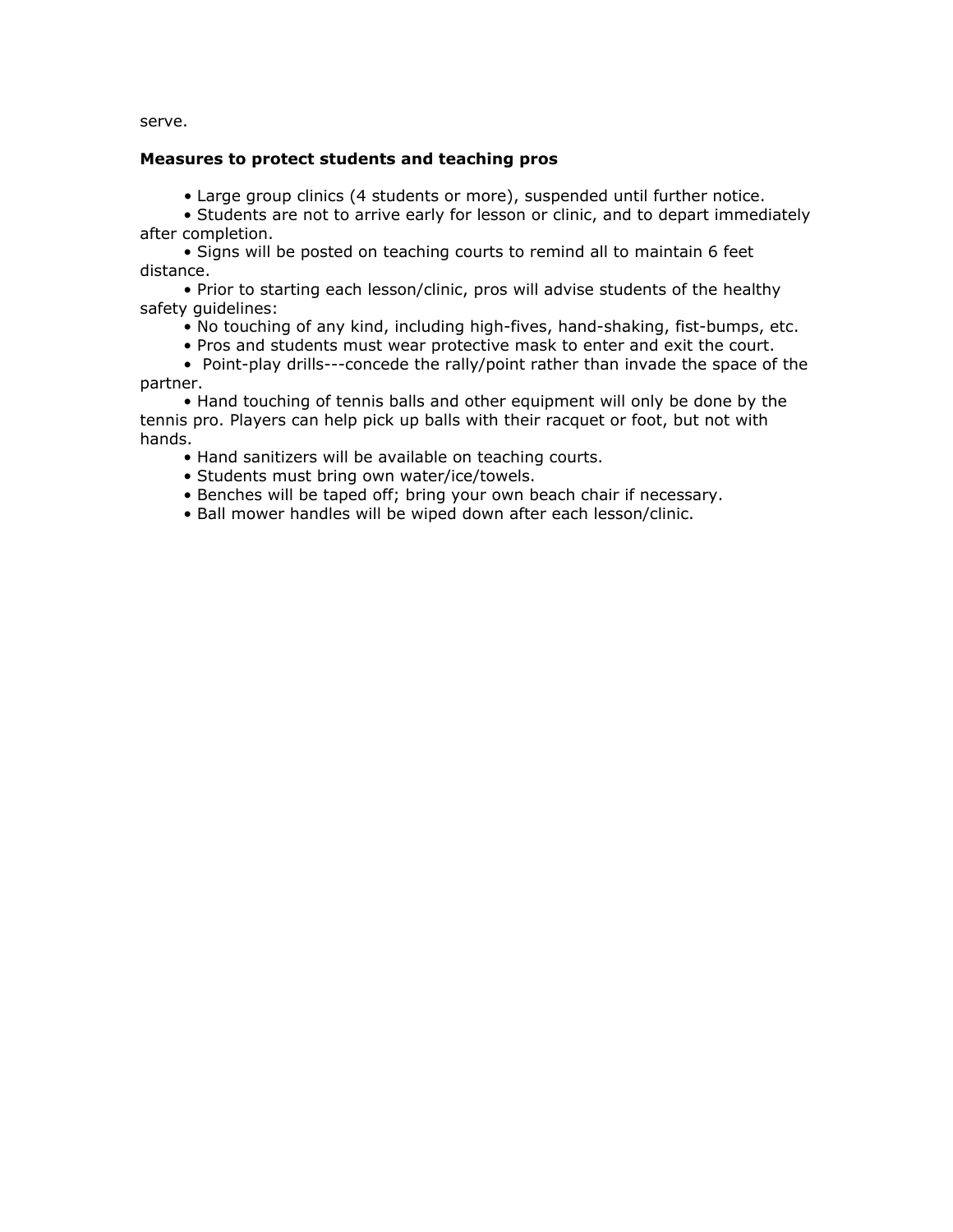serve.

**Measures to protect students and teaching pros**

- Large group clinics (4 students or more), suspended until further notice.
- Students are not to arrive early for lesson or clinic, and to depart immediately after completion.
- Signs will be posted on teaching courts to remind all to maintain 6 feet distance.
- Prior to starting each lesson/clinic, pros will advise students of the healthy safety guidelines:
- No touching of any kind, including high-fives, hand-shaking, fist-bumps, etc.
- Pros and students must wear protective mask to enter and exit the court.
- Point-play drills---concede the rally/point rather than invade the space of the partner.
- Hand touching of tennis balls and other equipment will only be done by the tennis pro. Players can help pick up balls with their racquet or foot, but not with hands.
- Hand sanitizers will be available on teaching courts.
- Students must bring own water/ice/towels.
- Benches will be taped off; bring your own beach chair if necessary.
- Ball mower handles will be wiped down after each lesson/clinic.